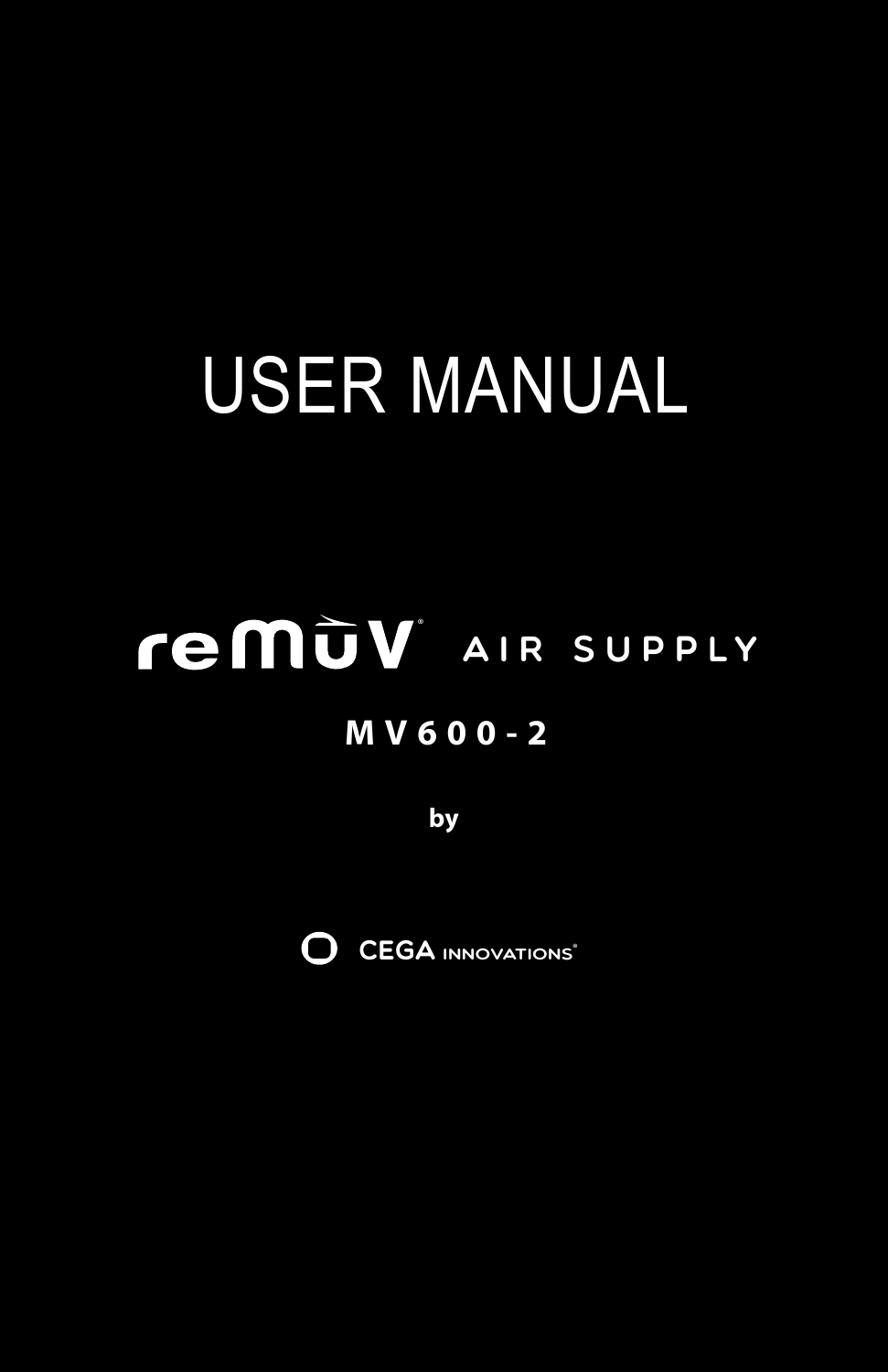# USER MANUAL

## reMūV® AIR SUPPLY

**MV600-2**

**by**

CEGA INNOVATIONS®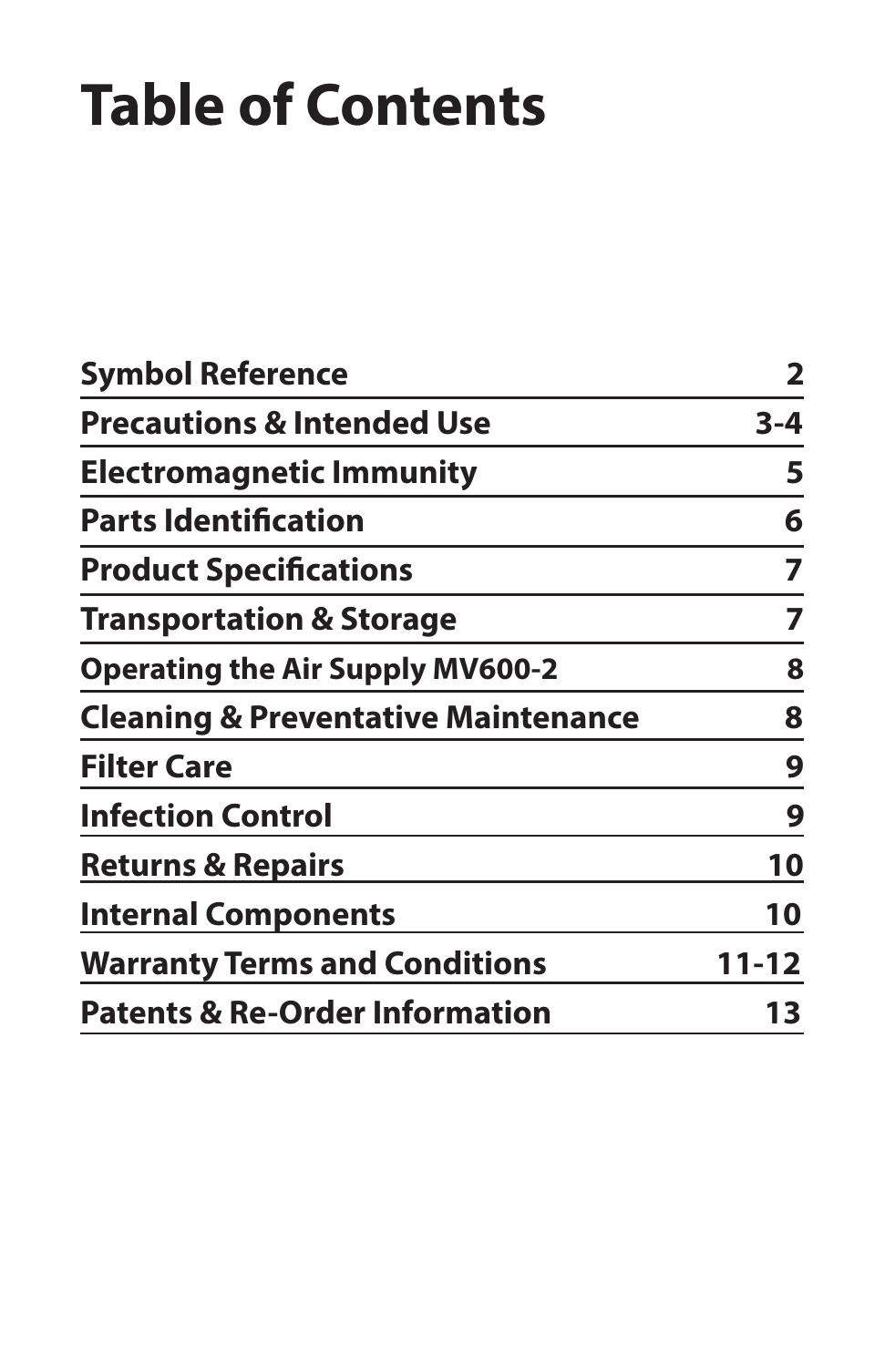# Table of Contents

| Section | Page |
| --- | --- |
| **Symbol Reference** | **2** |
| **Precautions & Intended Use** | **3-4** |
| **Electromagnetic Immunity** | **5** |
| **Parts Identification** | **6** |
| **Product Specifications** | **7** |
| **Transportation & Storage** | **7** |
| **Operating the Air Supply MV600-2** | **8** |
| **Cleaning & Preventative Maintenance** | **8** |
| **Filter Care** | **9** |
| **Infection Control** | **9** |
| **Returns & Repairs** | **10** |
| **Internal Components** | **10** |
| **Warranty Terms and Conditions** | **11-12** |
| **Patents & Re-Order Information** | **13** |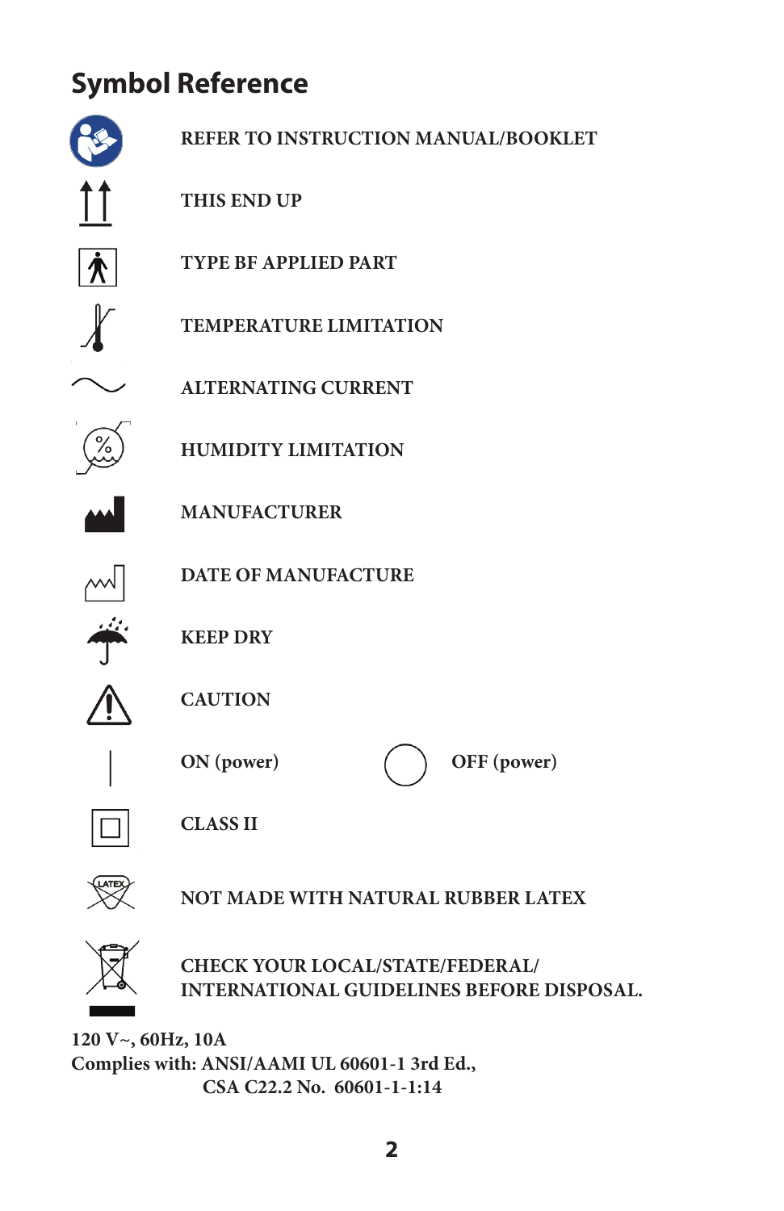## Symbol Reference

REFER TO INSTRUCTION MANUAL/BOOKLET

THIS END UP

TYPE BF APPLIED PART

TEMPERATURE LIMITATION

ALTERNATING CURRENT

HUMIDITY LIMITATION

MANUFACTURER

DATE OF MANUFACTURE

KEEP DRY

CAUTION

ON (power) OFF (power)

CLASS II

NOT MADE WITH NATURAL RUBBER LATEX

CHECK YOUR LOCAL/STATE/FEDERAL/
INTERNATIONAL GUIDELINES BEFORE DISPOSAL.

**120 V~, 60Hz, 10A**
**Complies with: ANSI/AAMI UL 60601-1 3rd Ed.,**
**CSA C22.2 No. 60601-1-1:14**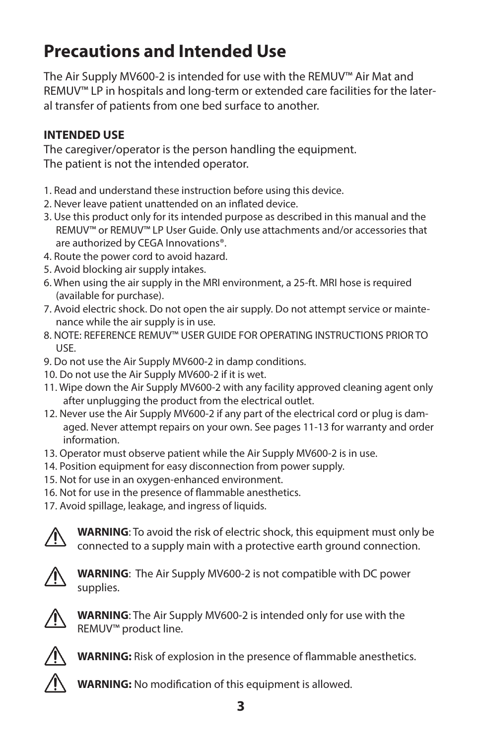# Precautions and Intended Use

The Air Supply MV600-2 is intended for use with the REMUV™ Air Mat and REMUV™ LP in hospitals and long-term or extended care facilities for the lateral transfer of patients from one bed surface to another.

**INTENDED USE**

The caregiver/operator is the person handling the equipment.
The patient is not the intended operator.

1. Read and understand these instruction before using this device.
2. Never leave patient unattended on an inflated device.
3. Use this product only for its intended purpose as described in this manual and the REMUV™ or REMUV™ LP User Guide. Only use attachments and/or accessories that are authorized by CEGA Innovations®.
4. Route the power cord to avoid hazard.
5. Avoid blocking air supply intakes.
6. When using the air supply in the MRI environment, a 25-ft. MRI hose is required (available for purchase).
7. Avoid electric shock. Do not open the air supply. Do not attempt service or maintenance while the air supply is in use.
8. NOTE: REFERENCE REMUV™ USER GUIDE FOR OPERATING INSTRUCTIONS PRIOR TO USE.
9. Do not use the Air Supply MV600-2 in damp conditions.
10. Do not use the Air Supply MV600-2 if it is wet.
11. Wipe down the Air Supply MV600-2 with any facility approved cleaning agent only after unplugging the product from the electrical outlet.
12. Never use the Air Supply MV600-2 if any part of the electrical cord or plug is damaged. Never attempt repairs on your own. See pages 11-13 for warranty and order information.
13. Operator must observe patient while the Air Supply MV600-2 is in use.
14. Position equipment for easy disconnection from power supply.
15. Not for use in an oxygen-enhanced environment.
16. Not for use in the presence of flammable anesthetics.
17. Avoid spillage, leakage, and ingress of liquids.

⚠ **WARNING**: To avoid the risk of electric shock, this equipment must only be connected to a supply main with a protective earth ground connection.

⚠ **WARNING**: The Air Supply MV600-2 is not compatible with DC power supplies.

⚠ **WARNING**: The Air Supply MV600-2 is intended only for use with the REMUV™ product line.

⚠ **WARNING:** Risk of explosion in the presence of flammable anesthetics.

⚠ **WARNING:** No modification of this equipment is allowed.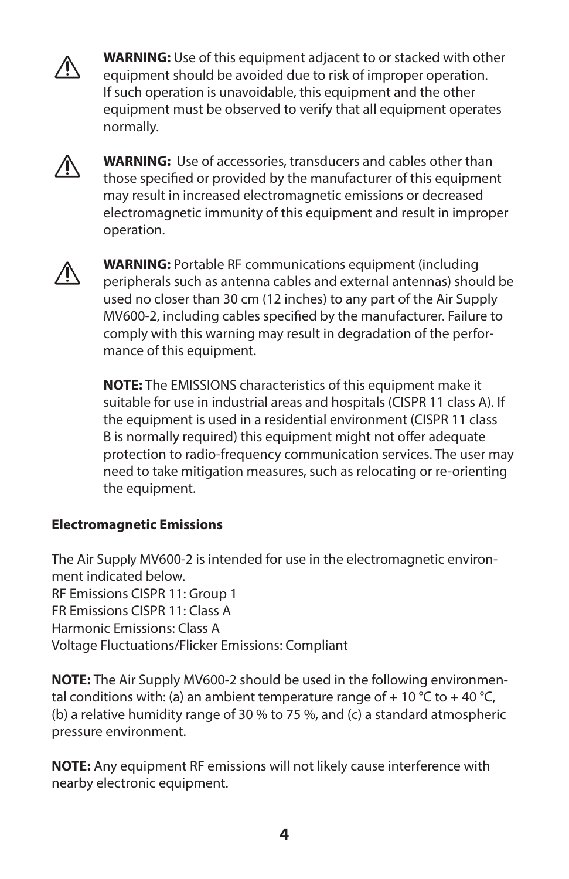⚠ **WARNING:** Use of this equipment adjacent to or stacked with other equipment should be avoided due to risk of improper operation. If such operation is unavoidable, this equipment and the other equipment must be observed to verify that all equipment operates normally.

⚠ **WARNING:** Use of accessories, transducers and cables other than those specified or provided by the manufacturer of this equipment may result in increased electromagnetic emissions or decreased electromagnetic immunity of this equipment and result in improper operation.

⚠ **WARNING:** Portable RF communications equipment (including peripherals such as antenna cables and external antennas) should be used no closer than 30 cm (12 inches) to any part of the Air Supply MV600-2, including cables specified by the manufacturer. Failure to comply with this warning may result in degradation of the performance of this equipment.

**NOTE:** The EMISSIONS characteristics of this equipment make it suitable for use in industrial areas and hospitals (CISPR 11 class A). If the equipment is used in a residential environment (CISPR 11 class B is normally required) this equipment might not offer adequate protection to radio-frequency communication services. The user may need to take mitigation measures, such as relocating or re-orienting the equipment.

**Electromagnetic Emissions**

The Air Supply MV600-2 is intended for use in the electromagnetic environment indicated below.
RF Emissions CISPR 11: Group 1
FR Emissions CISPR 11: Class A
Harmonic Emissions: Class A
Voltage Fluctuations/Flicker Emissions: Compliant

**NOTE:** The Air Supply MV600-2 should be used in the following environmental conditions with: (a) an ambient temperature range of + 10 °C to + 40 °C, (b) a relative humidity range of 30 % to 75 %, and (c) a standard atmospheric pressure environment.

**NOTE:** Any equipment RF emissions will not likely cause interference with nearby electronic equipment.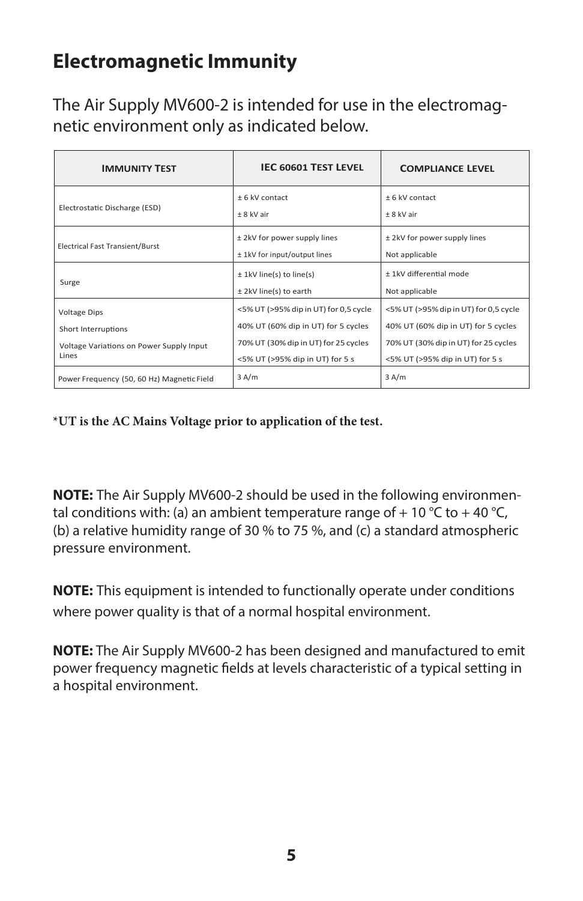# Electromagnetic Immunity

The Air Supply MV600-2 is intended for use in the electromagnetic environment only as indicated below.

| Immunity Test | IEC 60601 Test Level | Compliance Level |
|---|---|---|
| Electrostatic Discharge (ESD) | ± 6 kV contact<br>± 8 kV air | ± 6 kV contact<br>± 8 kV air |
| Electrical Fast Transient/Burst | ± 2kV for power supply lines<br>± 1kV for input/output lines | ± 2kV for power supply lines<br>Not applicable |
| Surge | ± 1kV line(s) to line(s)<br>± 2kV line(s) to earth | ± 1kV differential mode<br>Not applicable |
| Voltage Dips<br>Short Interruptions<br>Voltage Variations on Power Supply Input Lines | <5% UT (>95% dip in UT) for 0,5 cycle<br>40% UT (60% dip in UT) for 5 cycles<br>70% UT (30% dip in UT) for 25 cycles<br><5% UT (>95% dip in UT) for 5 s | <5% UT (>95% dip in UT) for 0,5 cycle<br>40% UT (60% dip in UT) for 5 cycles<br>70% UT (30% dip in UT) for 25 cycles<br><5% UT (>95% dip in UT) for 5 s |
| Power Frequency (50, 60 Hz) Magnetic Field | 3 A/m | 3 A/m |

**\*UT is the AC Mains Voltage prior to application of the test.**

**NOTE:** The Air Supply MV600-2 should be used in the following environmental conditions with: (a) an ambient temperature range of + 10 °C to + 40 °C, (b) a relative humidity range of 30 % to 75 %, and (c) a standard atmospheric pressure environment.

**NOTE:** This equipment is intended to functionally operate under conditions where power quality is that of a normal hospital environment.

**NOTE:** The Air Supply MV600-2 has been designed and manufactured to emit power frequency magnetic fields at levels characteristic of a typical setting in a hospital environment.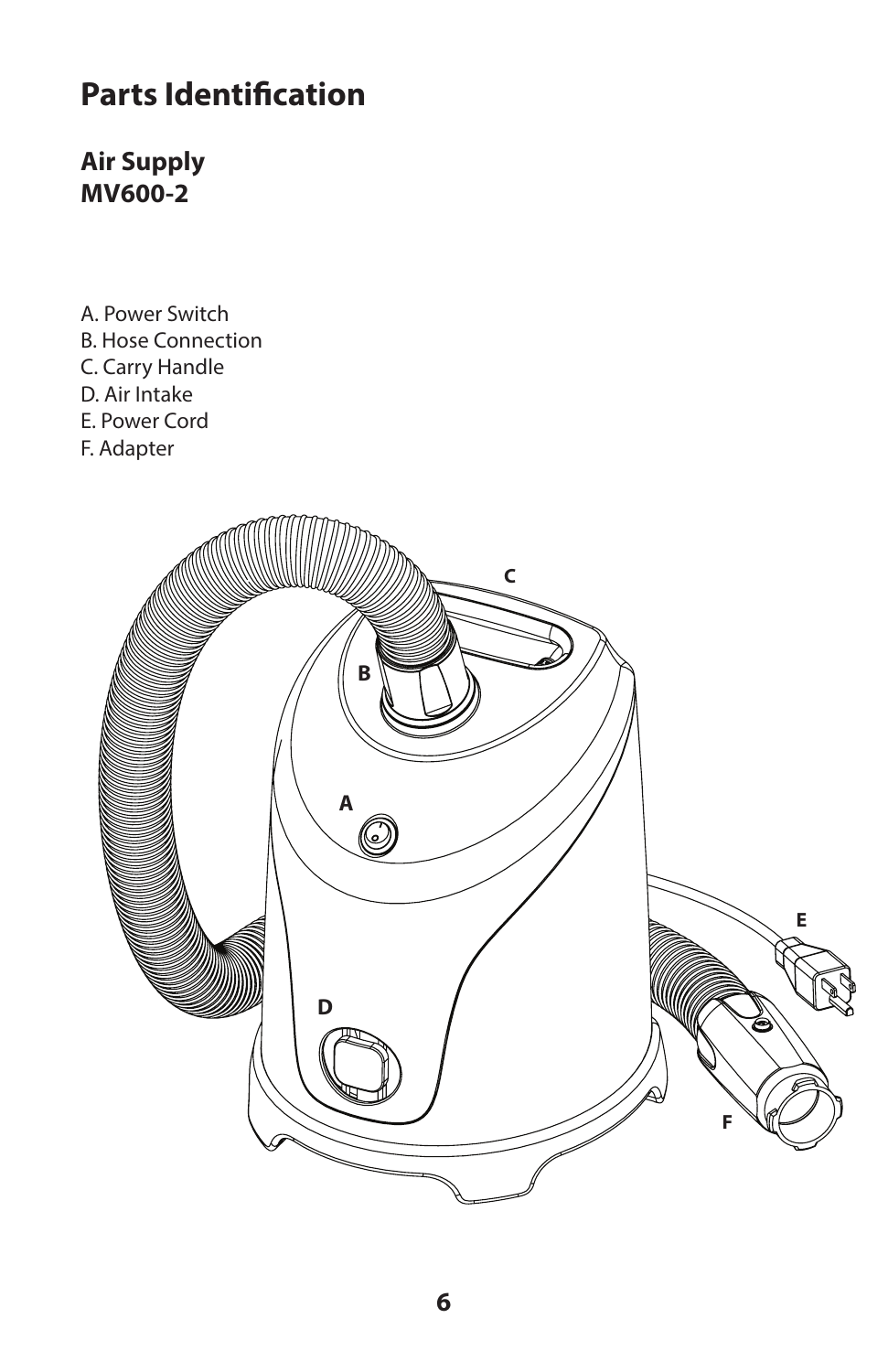# Parts Identification

## Air Supply
## MV600-2

A. Power Switch
B. Hose Connection
C. Carry Handle
D. Air Intake
E. Power Cord
F. Adapter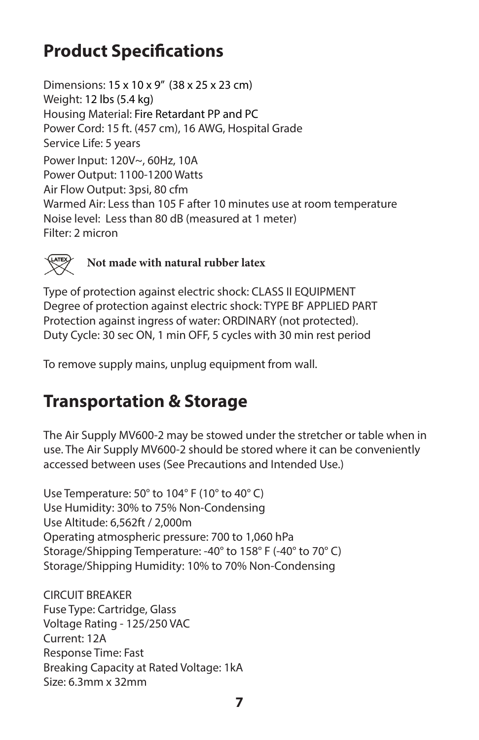## Product Specifications

Dimensions: 15 x 10 x 9" (38 x 25 x 23 cm)
Weight: 12 lbs (5.4 kg)
Housing Material: Fire Retardant PP and PC
Power Cord: 15 ft. (457 cm), 16 AWG, Hospital Grade
Service Life: 5 years
Power Input: 120V~, 60Hz, 10A
Power Output: 1100-1200 Watts
Air Flow Output: 3psi, 80 cfm
Warmed Air: Less than 105 F after 10 minutes use at room temperature
Noise level: Less than 80 dB (measured at 1 meter)
Filter: 2 micron

**Not made with natural rubber latex**

Type of protection against electric shock: CLASS II EQUIPMENT
Degree of protection against electric shock: TYPE BF APPLIED PART
Protection against ingress of water: ORDINARY (not protected).
Duty Cycle: 30 sec ON, 1 min OFF, 5 cycles with 30 min rest period

To remove supply mains, unplug equipment from wall.

## Transportation & Storage

The Air Supply MV600-2 may be stowed under the stretcher or table when in use. The Air Supply MV600-2 should be stored where it can be conveniently accessed between uses (See Precautions and Intended Use.)

Use Temperature: 50° to 104° F (10° to 40° C)
Use Humidity: 30% to 75% Non-Condensing
Use Altitude: 6,562ft / 2,000m
Operating atmospheric pressure: 700 to 1,060 hPa
Storage/Shipping Temperature: -40° to 158° F (-40° to 70° C)
Storage/Shipping Humidity: 10% to 70% Non-Condensing

CIRCUIT BREAKER
Fuse Type: Cartridge, Glass
Voltage Rating - 125/250 VAC
Current: 12A
Response Time: Fast
Breaking Capacity at Rated Voltage: 1kA
Size: 6.3mm x 32mm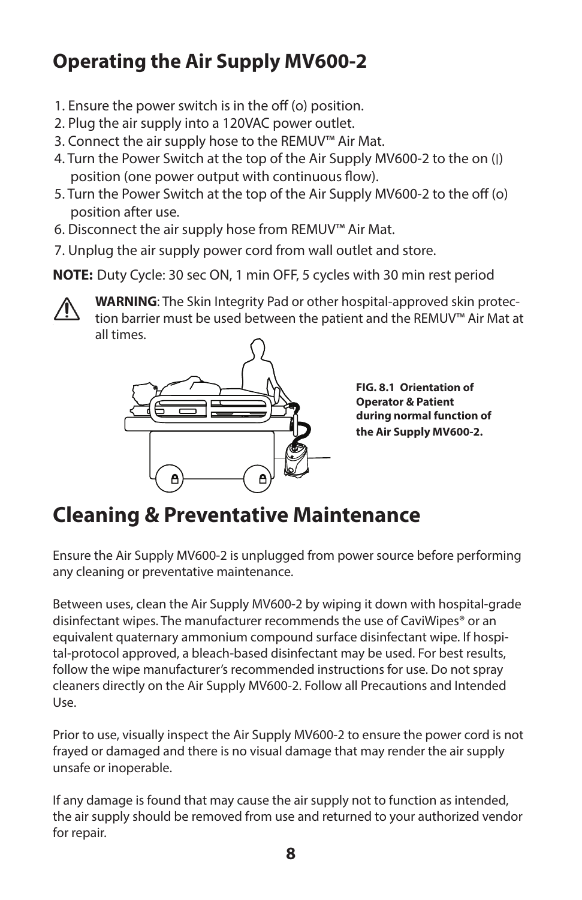## Operating the Air Supply MV600-2

1. Ensure the power switch is in the off (o) position.
2. Plug the air supply into a 120VAC power outlet.
3. Connect the air supply hose to the REMUV™ Air Mat.
4. Turn the Power Switch at the top of the Air Supply MV600-2 to the on (|) position (one power output with continuous flow).
5. Turn the Power Switch at the top of the Air Supply MV600-2 to the off (o) position after use.
6. Disconnect the air supply hose from REMUV™ Air Mat.
7. Unplug the air supply power cord from wall outlet and store.

**NOTE:** Duty Cycle: 30 sec ON, 1 min OFF, 5 cycles with 30 min rest period

**WARNING**: The Skin Integrity Pad or other hospital-approved skin protection barrier must be used between the patient and the REMUV™ Air Mat at all times.

**FIG. 8.1 Orientation of Operator & Patient during normal function of the Air Supply MV600-2.**

# Cleaning & Preventative Maintenance

Ensure the Air Supply MV600-2 is unplugged from power source before performing any cleaning or preventative maintenance.

Between uses, clean the Air Supply MV600-2 by wiping it down with hospital-grade disinfectant wipes. The manufacturer recommends the use of CaviWipes® or an equivalent quaternary ammonium compound surface disinfectant wipe. If hospital-protocol approved, a bleach-based disinfectant may be used. For best results, follow the wipe manufacturer's recommended instructions for use. Do not spray cleaners directly on the Air Supply MV600-2. Follow all Precautions and Intended Use.

Prior to use, visually inspect the Air Supply MV600-2 to ensure the power cord is not frayed or damaged and there is no visual damage that may render the air supply unsafe or inoperable.

If any damage is found that may cause the air supply not to function as intended, the air supply should be removed from use and returned to your authorized vendor for repair.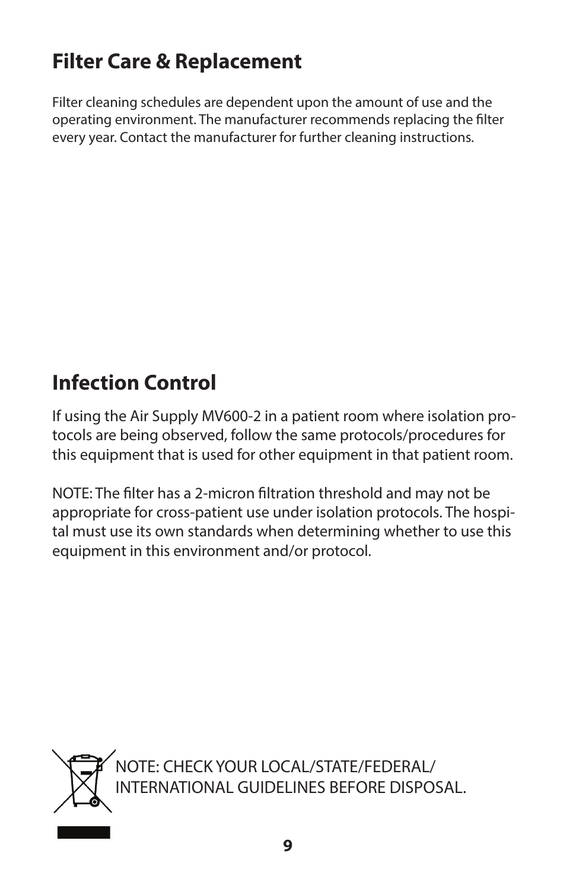## Filter Care & Replacement

Filter cleaning schedules are dependent upon the amount of use and the operating environment. The manufacturer recommends replacing the filter every year. Contact the manufacturer for further cleaning instructions.

## Infection Control

If using the Air Supply MV600-2 in a patient room where isolation protocols are being observed, follow the same protocols/procedures for this equipment that is used for other equipment in that patient room.

NOTE: The filter has a 2-micron filtration threshold and may not be appropriate for cross-patient use under isolation protocols. The hospital must use its own standards when determining whether to use this equipment in this environment and/or protocol.

NOTE: CHECK YOUR LOCAL/STATE/FEDERAL/ INTERNATIONAL GUIDELINES BEFORE DISPOSAL.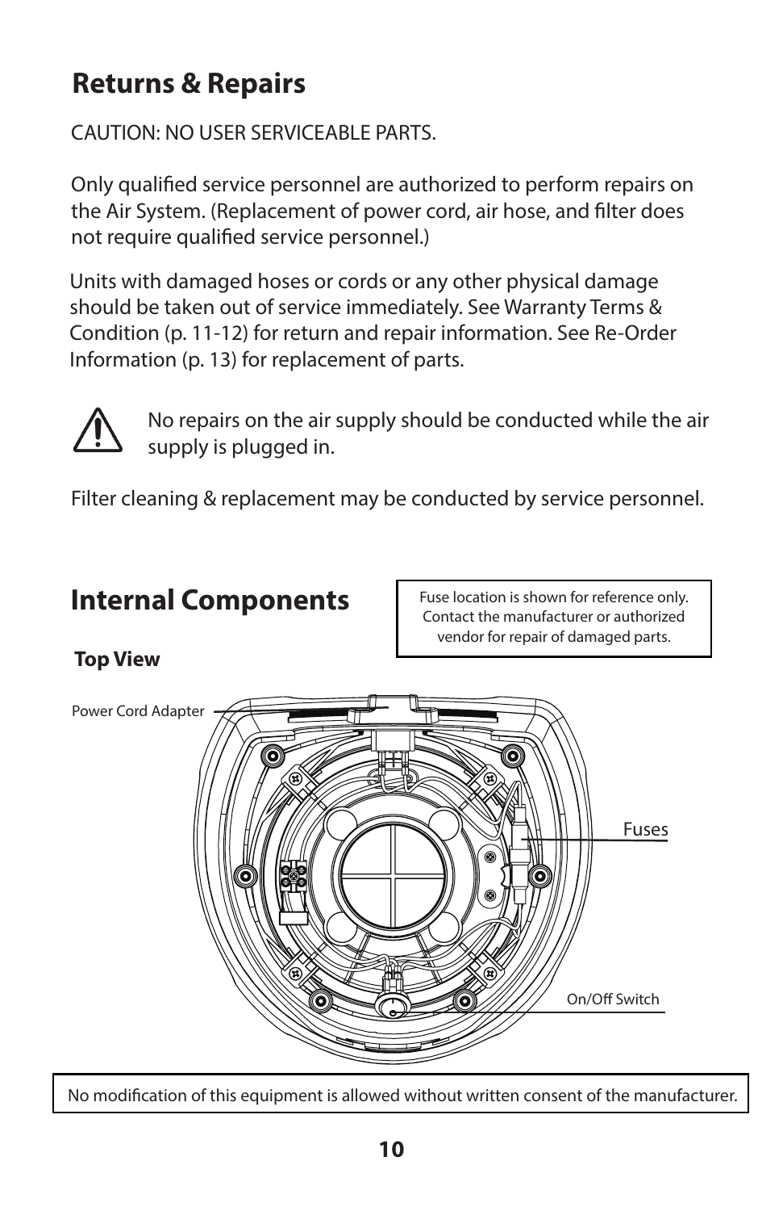## Returns & Repairs

CAUTION: NO USER SERVICEABLE PARTS.

Only qualified service personnel are authorized to perform repairs on the Air System. (Replacement of power cord, air hose, and filter does not require qualified service personnel.)

Units with damaged hoses or cords or any other physical damage should be taken out of service immediately. See Warranty Terms & Condition (p. 11-12) for return and repair information. See Re-Order Information (p. 13) for replacement of parts.

⚠ No repairs on the air supply should be conducted while the air supply is plugged in.

Filter cleaning & replacement may be conducted by service personnel.

## Internal Components

Fuse location is shown for reference only. Contact the manufacturer or authorized vendor for repair of damaged parts.

**Top View**

Power Cord Adapter

Fuses

On/Off Switch

No modification of this equipment is allowed without written consent of the manufacturer.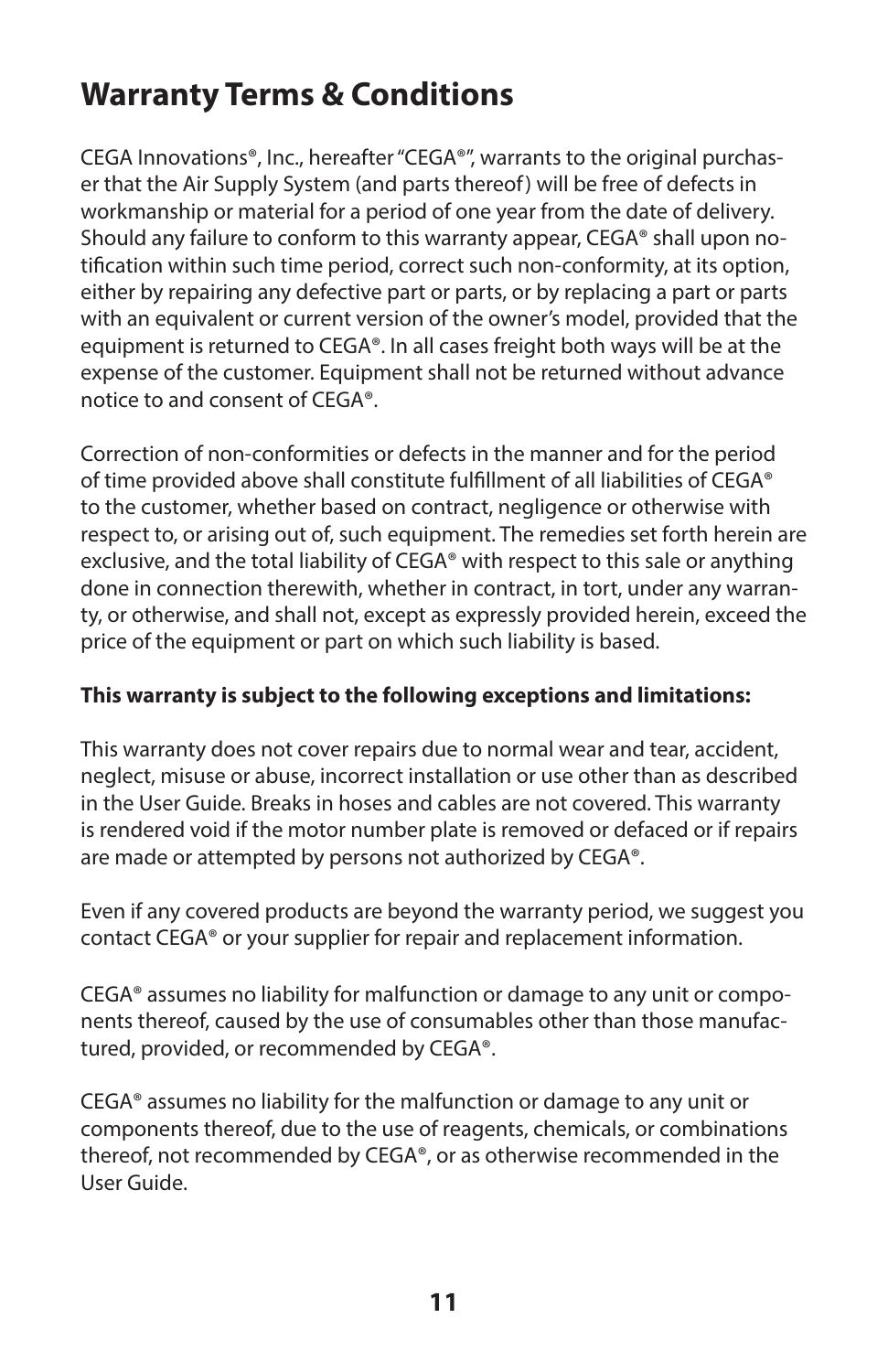# Warranty Terms & Conditions

CEGA Innovations®, Inc., hereafter "CEGA®", warrants to the original purchaser that the Air Supply System (and parts thereof) will be free of defects in workmanship or material for a period of one year from the date of delivery. Should any failure to conform to this warranty appear, CEGA® shall upon notification within such time period, correct such non-conformity, at its option, either by repairing any defective part or parts, or by replacing a part or parts with an equivalent or current version of the owner's model, provided that the equipment is returned to CEGA®. In all cases freight both ways will be at the expense of the customer. Equipment shall not be returned without advance notice to and consent of CEGA®.

Correction of non-conformities or defects in the manner and for the period of time provided above shall constitute fulfillment of all liabilities of CEGA® to the customer, whether based on contract, negligence or otherwise with respect to, or arising out of, such equipment. The remedies set forth herein are exclusive, and the total liability of CEGA® with respect to this sale or anything done in connection therewith, whether in contract, in tort, under any warranty, or otherwise, and shall not, except as expressly provided herein, exceed the price of the equipment or part on which such liability is based.

**This warranty is subject to the following exceptions and limitations:**

This warranty does not cover repairs due to normal wear and tear, accident, neglect, misuse or abuse, incorrect installation or use other than as described in the User Guide. Breaks in hoses and cables are not covered. This warranty is rendered void if the motor number plate is removed or defaced or if repairs are made or attempted by persons not authorized by CEGA®.

Even if any covered products are beyond the warranty period, we suggest you contact CEGA® or your supplier for repair and replacement information.

CEGA® assumes no liability for malfunction or damage to any unit or components thereof, caused by the use of consumables other than those manufactured, provided, or recommended by CEGA®.

CEGA® assumes no liability for the malfunction or damage to any unit or components thereof, due to the use of reagents, chemicals, or combinations thereof, not recommended by CEGA®, or as otherwise recommended in the User Guide.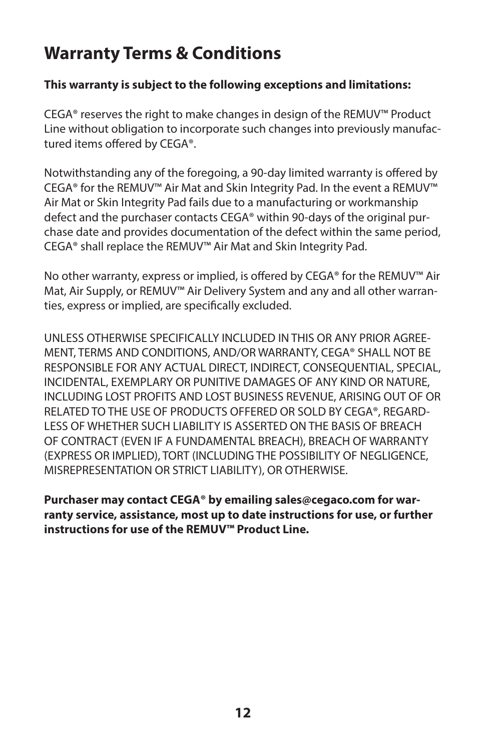# Warranty Terms & Conditions

**This warranty is subject to the following exceptions and limitations:**

CEGA® reserves the right to make changes in design of the REMUV™ Product Line without obligation to incorporate such changes into previously manufactured items offered by CEGA®.

Notwithstanding any of the foregoing, a 90-day limited warranty is offered by CEGA® for the REMUV™ Air Mat and Skin Integrity Pad. In the event a REMUV™ Air Mat or Skin Integrity Pad fails due to a manufacturing or workmanship defect and the purchaser contacts CEGA® within 90-days of the original purchase date and provides documentation of the defect within the same period, CEGA® shall replace the REMUV™ Air Mat and Skin Integrity Pad.

No other warranty, express or implied, is offered by CEGA® for the REMUV™ Air Mat, Air Supply, or REMUV™ Air Delivery System and any and all other warranties, express or implied, are specifically excluded.

UNLESS OTHERWISE SPECIFICALLY INCLUDED IN THIS OR ANY PRIOR AGREEMENT, TERMS AND CONDITIONS, AND/OR WARRANTY, CEGA® SHALL NOT BE RESPONSIBLE FOR ANY ACTUAL DIRECT, INDIRECT, CONSEQUENTIAL, SPECIAL, INCIDENTAL, EXEMPLARY OR PUNITIVE DAMAGES OF ANY KIND OR NATURE, INCLUDING LOST PROFITS AND LOST BUSINESS REVENUE, ARISING OUT OF OR RELATED TO THE USE OF PRODUCTS OFFERED OR SOLD BY CEGA®, REGARDLESS OF WHETHER SUCH LIABILITY IS ASSERTED ON THE BASIS OF BREACH OF CONTRACT (EVEN IF A FUNDAMENTAL BREACH), BREACH OF WARRANTY (EXPRESS OR IMPLIED), TORT (INCLUDING THE POSSIBILITY OF NEGLIGENCE, MISREPRESENTATION OR STRICT LIABILITY), OR OTHERWISE.

**Purchaser may contact CEGA® by emailing sales@cegaco.com for warranty service, assistance, most up to date instructions for use, or further instructions for use of the REMUV™ Product Line.**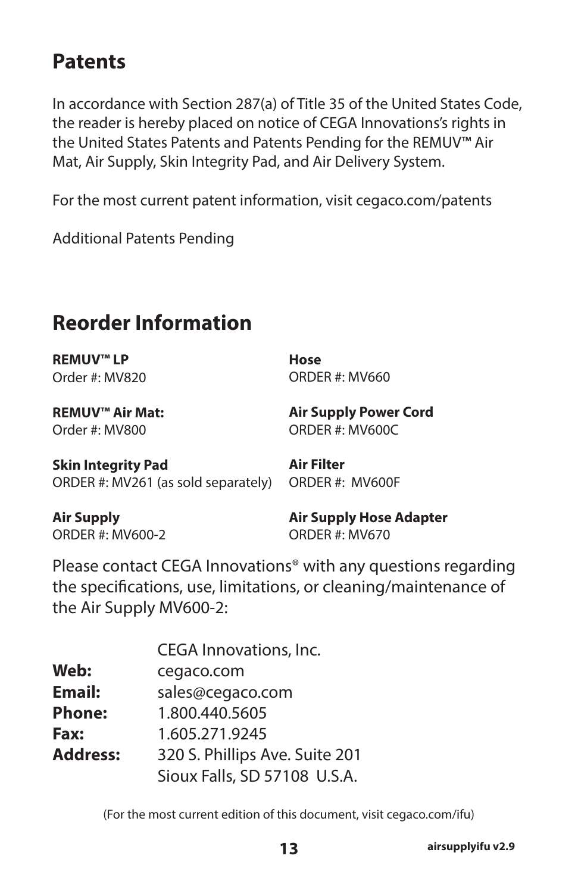## Patents

In accordance with Section 287(a) of Title 35 of the United States Code, the reader is hereby placed on notice of CEGA Innovations's rights in the United States Patents and Patents Pending for the REMUV™ Air Mat, Air Supply, Skin Integrity Pad, and Air Delivery System.

For the most current patent information, visit cegaco.com/patents

Additional Patents Pending

## Reorder Information

**REMUV™ LP**
Order #: MV820

**REMUV™ Air Mat:**
Order #: MV800

**Skin Integrity Pad**
ORDER #: MV261 (as sold separately)

**Air Supply**
ORDER #: MV600-2

**Hose**
ORDER #: MV660

**Air Supply Power Cord**
ORDER #: MV600C

**Air Filter**
ORDER #: MV600F

**Air Supply Hose Adapter**
ORDER #: MV670

Please contact CEGA Innovations® with any questions regarding the specifications, use, limitations, or cleaning/maintenance of the Air Supply MV600-2:

| | |
|---|---|
| | CEGA Innovations, Inc. |
| **Web:** | cegaco.com |
| **Email:** | sales@cegaco.com |
| **Phone:** | 1.800.440.5605 |
| **Fax:** | 1.605.271.9245 |
| **Address:** | 320 S. Phillips Ave. Suite 201<br>Sioux Falls, SD 57108 U.S.A. |

(For the most current edition of this document, visit cegaco.com/ifu)

airsupplyifu v2.9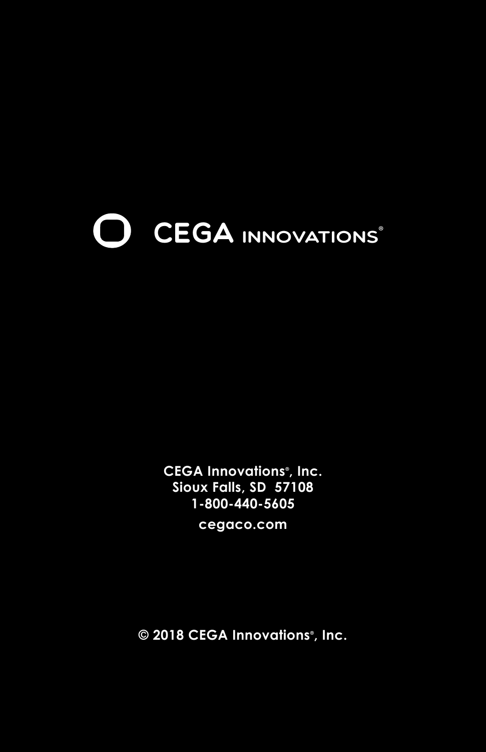CEGA INNOVATIONS®

CEGA Innovations®, Inc.
Sioux Falls, SD 57108
1-800-440-5605

cegaco.com

© 2018 CEGA Innovations®, Inc.